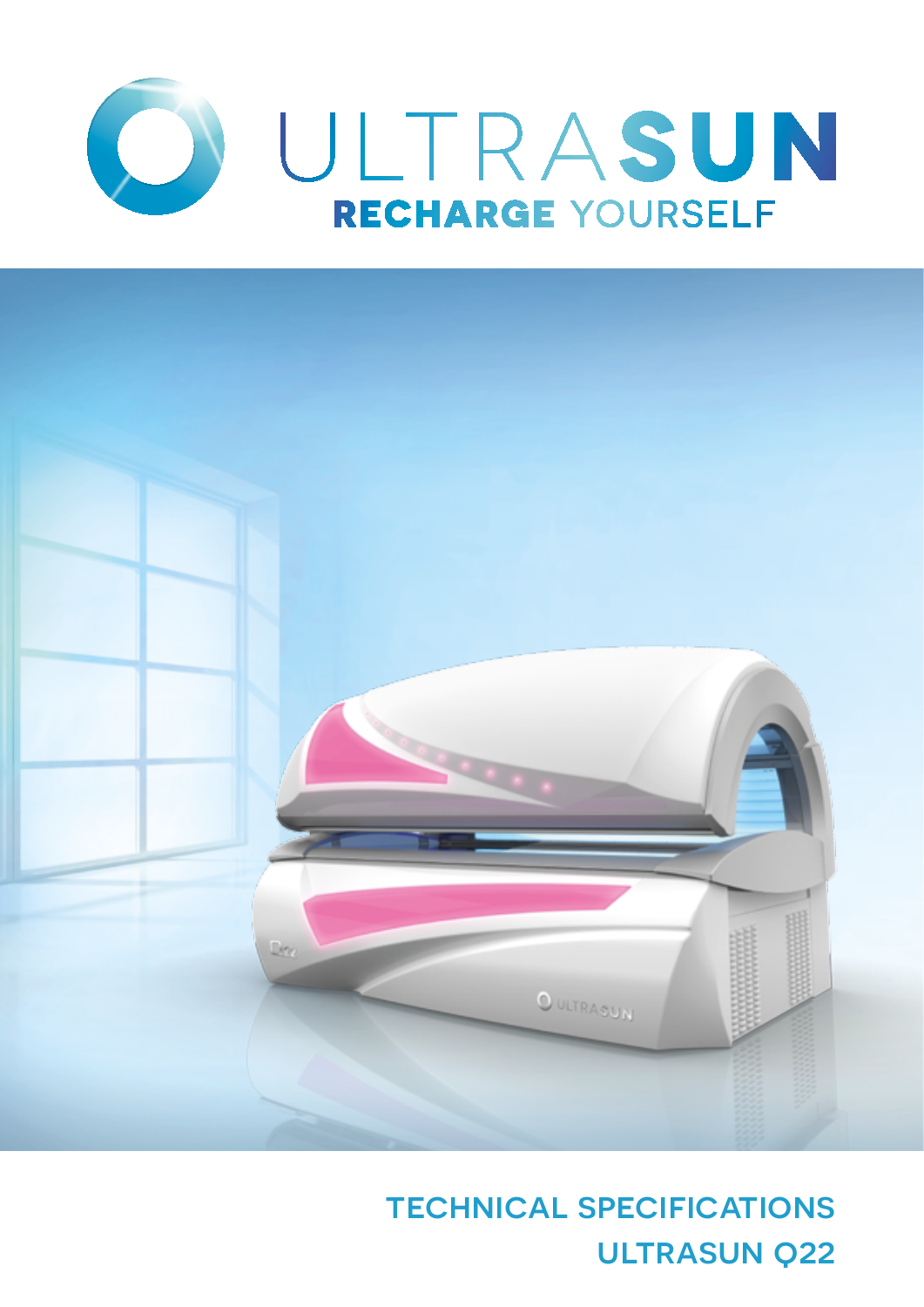# ULTRASUN

**RECHARGE** YOURSELF

## TECHNICAL SPECIFICATIONS
## ULTRASUN Q22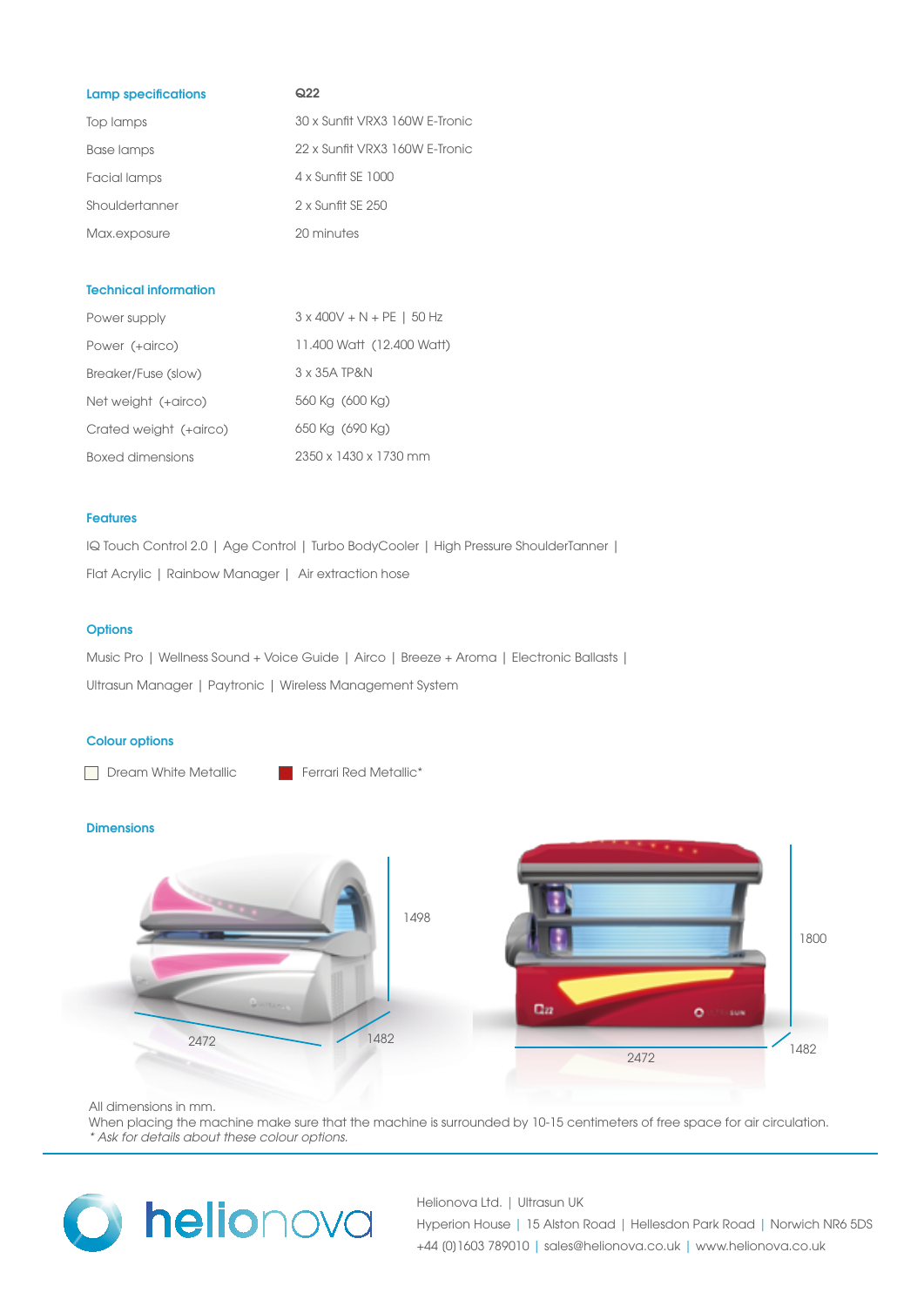## Lamp specifications

| Lamp specifications | Q22 |
|---|---|
| Top lamps | 30 x Sunfit VRX3 160W E-Tronic |
| Base lamps | 22 x Sunfit VRX3 160W E-Tronic |
| Facial lamps | 4 x Sunfit SE 1000 |
| Shouldertanner | 2 x Sunfit SE 250 |
| Max.exposure | 20 minutes |

## Technical information

| | |
|---|---|
| Power supply | 3 x 400V + N + PE \| 50 Hz |
| Power (+airco) | 11.400 Watt (12.400 Watt) |
| Breaker/Fuse (slow) | 3 x 35A TP&N |
| Net weight (+airco) | 560 Kg (600 Kg) |
| Crated weight (+airco) | 650 Kg (690 Kg) |
| Boxed dimensions | 2350 x 1430 x 1730 mm |

## Features

IQ Touch Control 2.0 | Age Control | Turbo BodyCooler | High Pressure ShoulderTanner | Flat Acrylic | Rainbow Manager | Air extraction hose

## Options

Music Pro | Wellness Sound + Voice Guide | Airco | Breeze + Aroma | Electronic Ballasts | Ultrasun Manager | Paytronic | Wireless Management System

## Colour options

Dream White Metallic

Ferrari Red Metallic*

## Dimensions

1498

2472

1482

1800

2472

1482

All dimensions in mm.

When placing the machine make sure that the machine is surrounded by 10-15 centimeters of free space for air circulation.

*\* Ask for details about these colour options.*

---

helionova

Helionova Ltd. | Ultrasun UK

Hyperion House | 15 Alston Road | Hellesdon Park Road | Norwich NR6 5DS

+44 (0)1603 789010 | sales@helionova.co.uk | www.helionova.co.uk